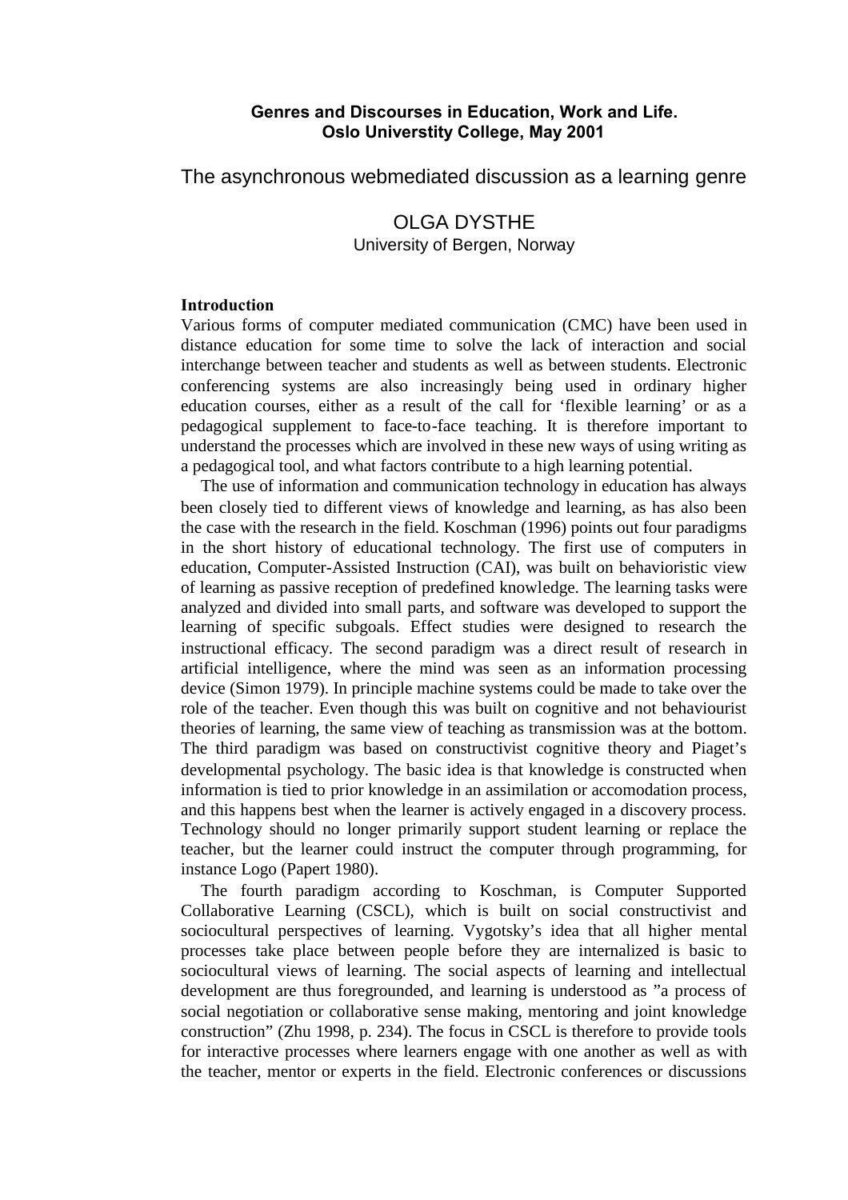**Genres and Discourses in Education, Work and Life.**
**Oslo Universtity College, May 2001**

# The asynchronous webmediated discussion as a learning genre

OLGA DYSTHE
University of Bergen, Norway

## Introduction

Various forms of computer mediated communication (CMC) have been used in distance education for some time to solve the lack of interaction and social interchange between teacher and students as well as between students. Electronic conferencing systems are also increasingly being used in ordinary higher education courses, either as a result of the call for 'flexible learning' or as a pedagogical supplement to face-to-face teaching. It is therefore important to understand the processes which are involved in these new ways of using writing as a pedagogical tool, and what factors contribute to a high learning potential.

The use of information and communication technology in education has always been closely tied to different views of knowledge and learning, as has also been the case with the research in the field. Koschman (1996) points out four paradigms in the short history of educational technology. The first use of computers in education, Computer-Assisted Instruction (CAI), was built on behavioristic view of learning as passive reception of predefined knowledge. The learning tasks were analyzed and divided into small parts, and software was developed to support the learning of specific subgoals. Effect studies were designed to research the instructional efficacy. The second paradigm was a direct result of research in artificial intelligence, where the mind was seen as an information processing device (Simon 1979). In principle machine systems could be made to take over the role of the teacher. Even though this was built on cognitive and not behaviourist theories of learning, the same view of teaching as transmission was at the bottom. The third paradigm was based on constructivist cognitive theory and Piaget's developmental psychology. The basic idea is that knowledge is constructed when information is tied to prior knowledge in an assimilation or accomodation process, and this happens best when the learner is actively engaged in a discovery process. Technology should no longer primarily support student learning or replace the teacher, but the learner could instruct the computer through programming, for instance Logo (Papert 1980).

The fourth paradigm according to Koschman, is Computer Supported Collaborative Learning (CSCL), which is built on social constructivist and sociocultural perspectives of learning. Vygotsky's idea that all higher mental processes take place between people before they are internalized is basic to sociocultural views of learning. The social aspects of learning and intellectual development are thus foregrounded, and learning is understood as "a process of social negotiation or collaborative sense making, mentoring and joint knowledge construction" (Zhu 1998, p. 234). The focus in CSCL is therefore to provide tools for interactive processes where learners engage with one another as well as with the teacher, mentor or experts in the field. Electronic conferences or discussions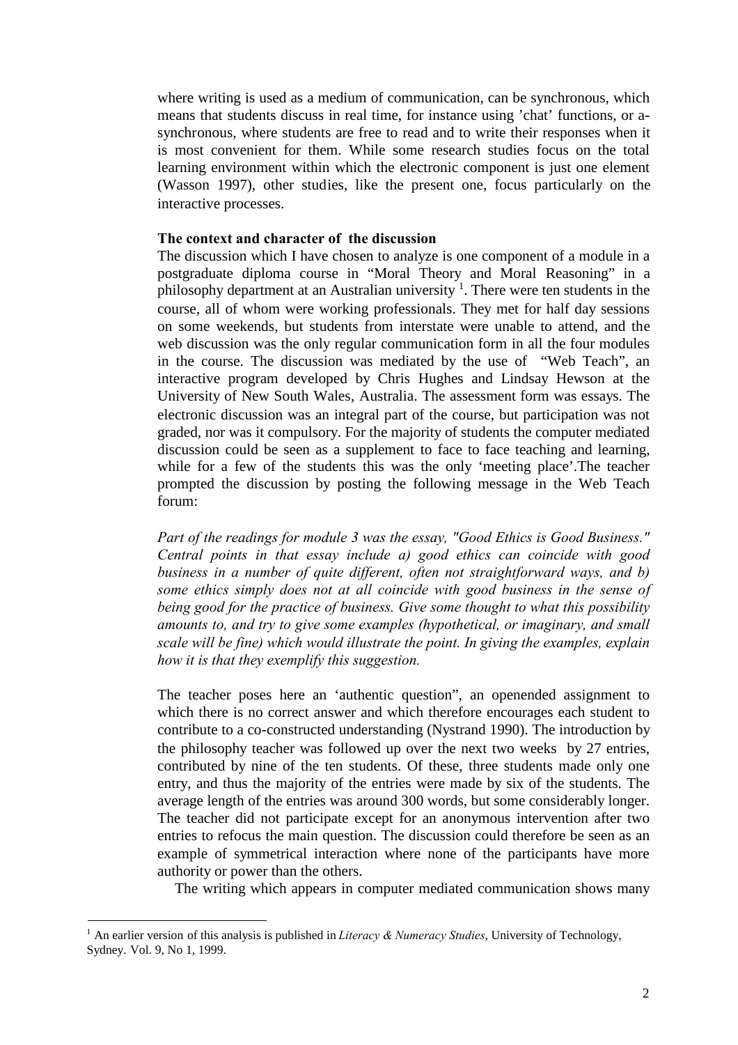where writing is used as a medium of communication, can be synchronous, which means that students discuss in real time, for instance using 'chat' functions, or a-synchronous, where students are free to read and to write their responses when it is most convenient for them. While some research studies focus on the total learning environment within which the electronic component is just one element (Wasson 1997), other studies, like the present one, focus particularly on the interactive processes.

**The context and character of the discussion**

The discussion which I have chosen to analyze is one component of a module in a postgraduate diploma course in "Moral Theory and Moral Reasoning" in a philosophy department at an Australian university [1]. There were ten students in the course, all of whom were working professionals. They met for half day sessions on some weekends, but students from interstate were unable to attend, and the web discussion was the only regular communication form in all the four modules in the course. The discussion was mediated by the use of "Web Teach", an interactive program developed by Chris Hughes and Lindsay Hewson at the University of New South Wales, Australia. The assessment form was essays. The electronic discussion was an integral part of the course, but participation was not graded, nor was it compulsory. For the majority of students the computer mediated discussion could be seen as a supplement to face to face teaching and learning, while for a few of the students this was the only 'meeting place'.The teacher prompted the discussion by posting the following message in the Web Teach forum:

*Part of the readings for module 3 was the essay, "Good Ethics is Good Business." Central points in that essay include a) good ethics can coincide with good business in a number of quite different, often not straightforward ways, and b) some ethics simply does not at all coincide with good business in the sense of being good for the practice of business. Give some thought to what this possibility amounts to, and try to give some examples (hypothetical, or imaginary, and small scale will be fine) which would illustrate the point. In giving the examples, explain how it is that they exemplify this suggestion.*

The teacher poses here an 'authentic question", an openended assignment to which there is no correct answer and which therefore encourages each student to contribute to a co-constructed understanding (Nystrand 1990). The introduction by the philosophy teacher was followed up over the next two weeks by 27 entries, contributed by nine of the ten students. Of these, three students made only one entry, and thus the majority of the entries were made by six of the students. The average length of the entries was around 300 words, but some considerably longer. The teacher did not participate except for an anonymous intervention after two entries to refocus the main question. The discussion could therefore be seen as an example of symmetrical interaction where none of the participants have more authority or power than the others.

The writing which appears in computer mediated communication shows many

[1] An earlier version of this analysis is published in *Literacy & Numeracy Studies*, University of Technology, Sydney. Vol. 9, No 1, 1999.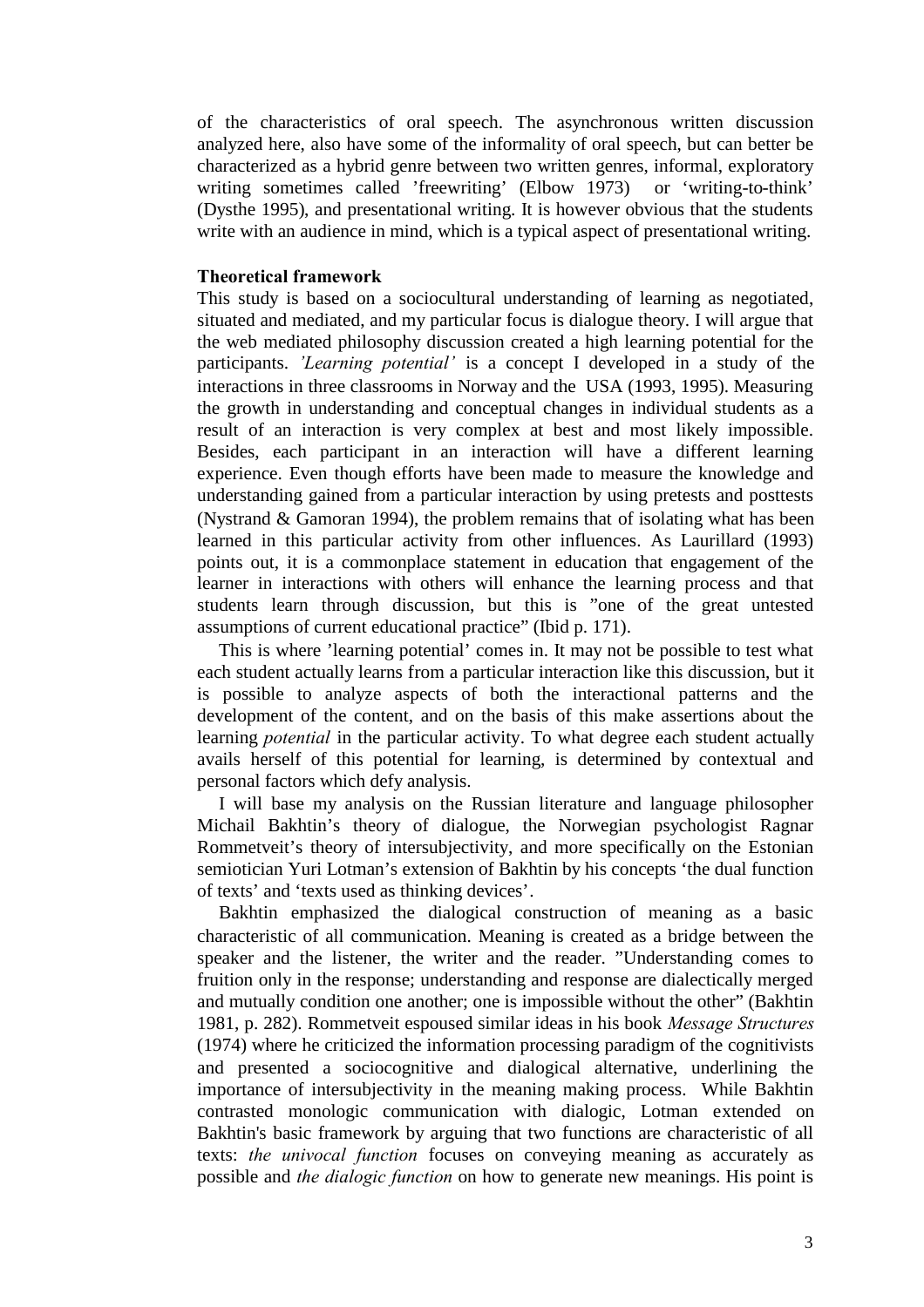of the characteristics of oral speech. The asynchronous written discussion analyzed here, also have some of the informality of oral speech, but can better be characterized as a hybrid genre between two written genres, informal, exploratory writing sometimes called 'freewriting' (Elbow 1973) or 'writing-to-think' (Dysthe 1995), and presentational writing. It is however obvious that the students write with an audience in mind, which is a typical aspect of presentational writing.

**Theoretical framework**

This study is based on a sociocultural understanding of learning as negotiated, situated and mediated, and my particular focus is dialogue theory. I will argue that the web mediated philosophy discussion created a high learning potential for the participants. *'Learning potential'* is a concept I developed in a study of the interactions in three classrooms in Norway and the USA (1993, 1995). Measuring the growth in understanding and conceptual changes in individual students as a result of an interaction is very complex at best and most likely impossible. Besides, each participant in an interaction will have a different learning experience. Even though efforts have been made to measure the knowledge and understanding gained from a particular interaction by using pretests and posttests (Nystrand & Gamoran 1994), the problem remains that of isolating what has been learned in this particular activity from other influences. As Laurillard (1993) points out, it is a commonplace statement in education that engagement of the learner in interactions with others will enhance the learning process and that students learn through discussion, but this is "one of the great untested assumptions of current educational practice" (Ibid p. 171).

This is where 'learning potential' comes in. It may not be possible to test what each student actually learns from a particular interaction like this discussion, but it is possible to analyze aspects of both the interactional patterns and the development of the content, and on the basis of this make assertions about the learning *potential* in the particular activity. To what degree each student actually avails herself of this potential for learning, is determined by contextual and personal factors which defy analysis.

I will base my analysis on the Russian literature and language philosopher Michail Bakhtin's theory of dialogue, the Norwegian psychologist Ragnar Rommetveit's theory of intersubjectivity, and more specifically on the Estonian semiotician Yuri Lotman's extension of Bakhtin by his concepts 'the dual function of texts' and 'texts used as thinking devices'.

Bakhtin emphasized the dialogical construction of meaning as a basic characteristic of all communication. Meaning is created as a bridge between the speaker and the listener, the writer and the reader. "Understanding comes to fruition only in the response; understanding and response are dialectically merged and mutually condition one another; one is impossible without the other" (Bakhtin 1981, p. 282). Rommetveit espoused similar ideas in his book *Message Structures* (1974) where he criticized the information processing paradigm of the cognitivists and presented a sociocognitive and dialogical alternative, underlining the importance of intersubjectivity in the meaning making process. While Bakhtin contrasted monologic communication with dialogic, Lotman extended on Bakhtin's basic framework by arguing that two functions are characteristic of all texts: *the univocal function* focuses on conveying meaning as accurately as possible and *the dialogic function* on how to generate new meanings. His point is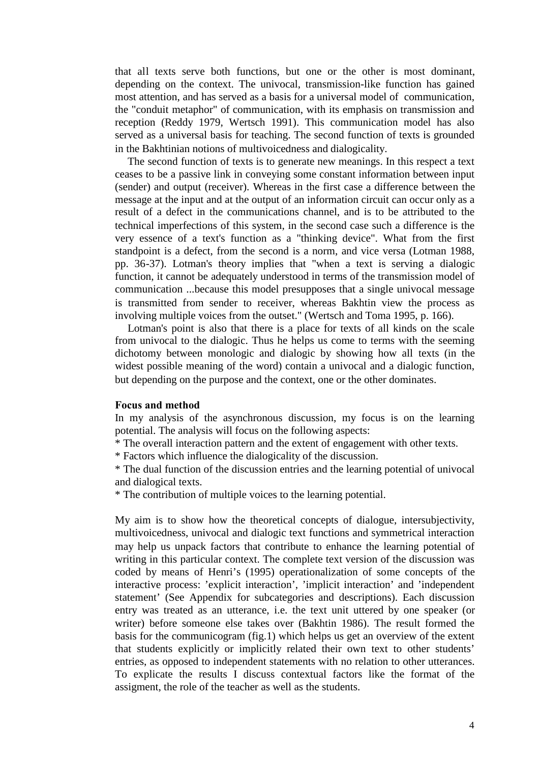that all texts serve both functions, but one or the other is most dominant, depending on the context. The univocal, transmission-like function has gained most attention, and has served as a basis for a universal model of communication, the "conduit metaphor" of communication, with its emphasis on transmission and reception (Reddy 1979, Wertsch 1991). This communication model has also served as a universal basis for teaching. The second function of texts is grounded in the Bakhtinian notions of multivoicedness and dialogicality.

The second function of texts is to generate new meanings. In this respect a text ceases to be a passive link in conveying some constant information between input (sender) and output (receiver). Whereas in the first case a difference between the message at the input and at the output of an information circuit can occur only as a result of a defect in the communications channel, and is to be attributed to the technical imperfections of this system, in the second case such a difference is the very essence of a text's function as a "thinking device". What from the first standpoint is a defect, from the second is a norm, and vice versa (Lotman 1988, pp. 36-37). Lotman's theory implies that "when a text is serving a dialogic function, it cannot be adequately understood in terms of the transmission model of communication ...because this model presupposes that a single univocal message is transmitted from sender to receiver, whereas Bakhtin view the process as involving multiple voices from the outset." (Wertsch and Toma 1995, p. 166).

Lotman's point is also that there is a place for texts of all kinds on the scale from univocal to the dialogic. Thus he helps us come to terms with the seeming dichotomy between monologic and dialogic by showing how all texts (in the widest possible meaning of the word) contain a univocal and a dialogic function, but depending on the purpose and the context, one or the other dominates.

**Focus and method**

In my analysis of the asynchronous discussion, my focus is on the learning potential. The analysis will focus on the following aspects:

* The overall interaction pattern and the extent of engagement with other texts.
* Factors which influence the dialogicality of the discussion.
* The dual function of the discussion entries and the learning potential of univocal and dialogical texts.
* The contribution of multiple voices to the learning potential.

My aim is to show how the theoretical concepts of dialogue, intersubjectivity, multivoicedness, univocal and dialogic text functions and symmetrical interaction may help us unpack factors that contribute to enhance the learning potential of writing in this particular context. The complete text version of the discussion was coded by means of Henri's (1995) operationalization of some concepts of the interactive process: 'explicit interaction', 'implicit interaction' and 'independent statement' (See Appendix for subcategories and descriptions). Each discussion entry was treated as an utterance, i.e. the text unit uttered by one speaker (or writer) before someone else takes over (Bakhtin 1986). The result formed the basis for the communicogram (fig.1) which helps us get an overview of the extent that students explicitly or implicitly related their own text to other students' entries, as opposed to independent statements with no relation to other utterances. To explicate the results I discuss contextual factors like the format of the assigment, the role of the teacher as well as the students.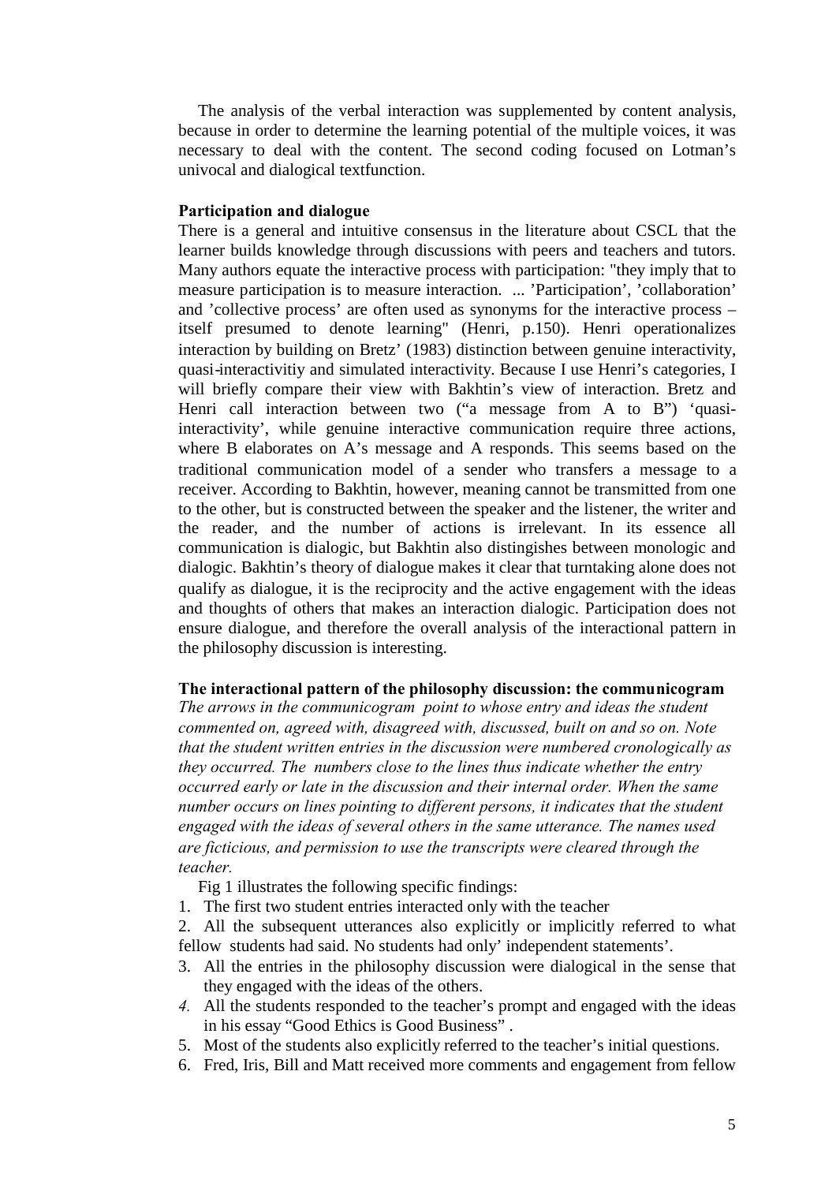The analysis of the verbal interaction was supplemented by content analysis, because in order to determine the learning potential of the multiple voices, it was necessary to deal with the content. The second coding focused on Lotman's univocal and dialogical textfunction.

**Participation and dialogue**

There is a general and intuitive consensus in the literature about CSCL that the learner builds knowledge through discussions with peers and teachers and tutors. Many authors equate the interactive process with participation: "they imply that to measure participation is to measure interaction. ... 'Participation', 'collaboration' and 'collective process' are often used as synonyms for the interactive process – itself presumed to denote learning" (Henri, p.150). Henri operationalizes interaction by building on Bretz' (1983) distinction between genuine interactivity, quasi-interactivitiy and simulated interactivity. Because I use Henri's categories, I will briefly compare their view with Bakhtin's view of interaction. Bretz and Henri call interaction between two ("a message from A to B") 'quasi-interactivity', while genuine interactive communication require three actions, where B elaborates on A's message and A responds. This seems based on the traditional communication model of a sender who transfers a message to a receiver. According to Bakhtin, however, meaning cannot be transmitted from one to the other, but is constructed between the speaker and the listener, the writer and the reader, and the number of actions is irrelevant. In its essence all communication is dialogic, but Bakhtin also distingishes between monologic and dialogic. Bakhtin's theory of dialogue makes it clear that turntaking alone does not qualify as dialogue, it is the reciprocity and the active engagement with the ideas and thoughts of others that makes an interaction dialogic. Participation does not ensure dialogue, and therefore the overall analysis of the interactional pattern in the philosophy discussion is interesting.

**The interactional pattern of the philosophy discussion: the communicogram**

*The arrows in the communicogram point to whose entry and ideas the student commented on, agreed with, disagreed with, discussed, built on and so on. Note that the student written entries in the discussion were numbered cronologically as they occurred. The numbers close to the lines thus indicate whether the entry occurred early or late in the discussion and their internal order. When the same number occurs on lines pointing to different persons, it indicates that the student engaged with the ideas of several others in the same utterance. The names used are ficticious, and permission to use the transcripts were cleared through the teacher.*

Fig 1 illustrates the following specific findings:

1. The first two student entries interacted only with the teacher
2. All the subsequent utterances also explicitly or implicitly referred to what fellow students had said. No students had only' independent statements'.
3. All the entries in the philosophy discussion were dialogical in the sense that they engaged with the ideas of the others.
4. All the students responded to the teacher's prompt and engaged with the ideas in his essay "Good Ethics is Good Business" .
5. Most of the students also explicitly referred to the teacher's initial questions.
6. Fred, Iris, Bill and Matt received more comments and engagement from fellow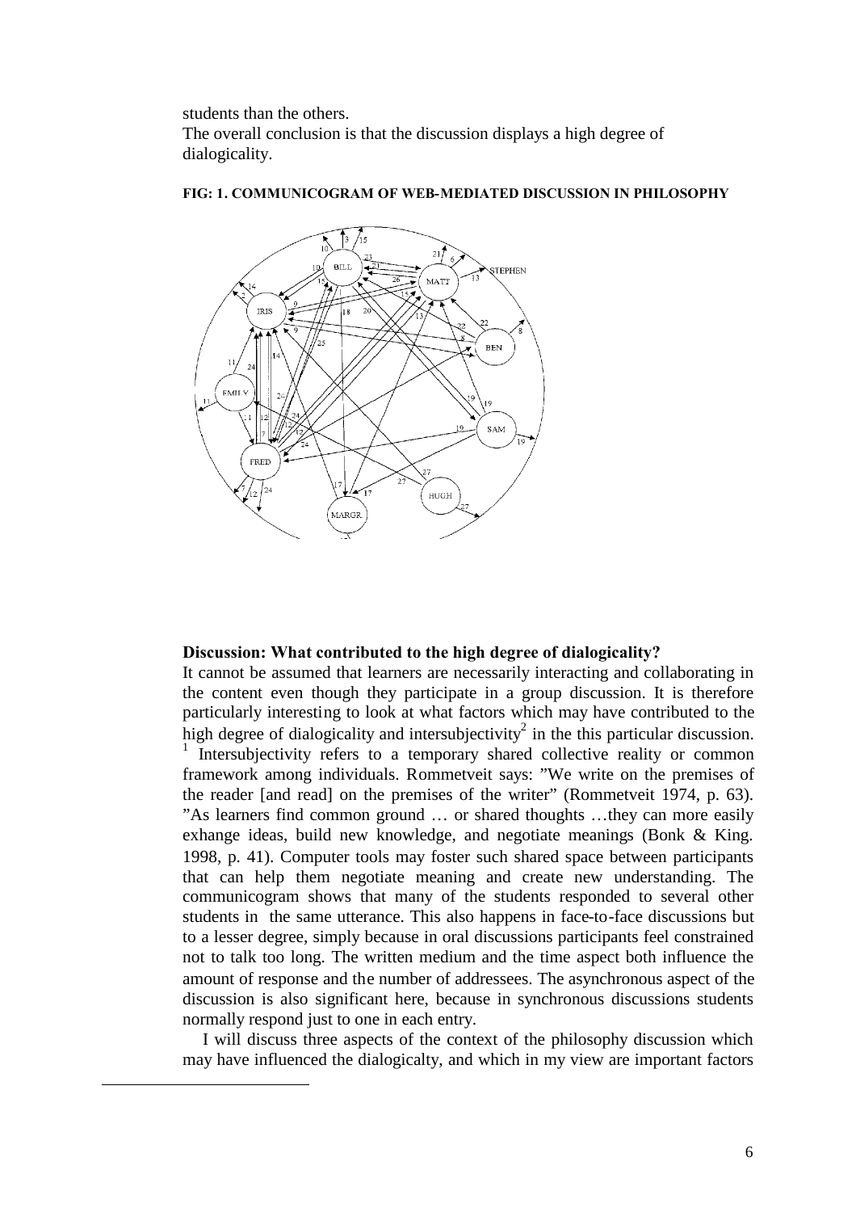students than the others.
The overall conclusion is that the discussion displays a high degree of dialogicality.

**FIG: 1. COMMUNICOGRAM OF WEB-MEDIATED DISCUSSION IN PHILOSOPHY**

### Discussion: What contributed to the high degree of dialogicality?

It cannot be assumed that learners are necessarily interacting and collaborating in the content even though they participate in a group discussion. It is therefore particularly interesting to look at what factors which may have contributed to the high degree of dialogicality and intersubjectivity[2] in the this particular discussion.

[1] Intersubjectivity refers to a temporary shared collective reality or common framework among individuals. Rommetveit says: "We write on the premises of the reader [and read] on the premises of the writer" (Rommetveit 1974, p. 63). "As learners find common ground … or shared thoughts …they can more easily exhange ideas, build new knowledge, and negotiate meanings (Bonk & King. 1998, p. 41). Computer tools may foster such shared space between participants that can help them negotiate meaning and create new understanding. The communicogram shows that many of the students responded to several other students in the same utterance. This also happens in face-to-face discussions but to a lesser degree, simply because in oral discussions participants feel constrained not to talk too long. The written medium and the time aspect both influence the amount of response and the number of addressees. The asynchronous aspect of the discussion is also significant here, because in synchronous discussions students normally respond just to one in each entry.

I will discuss three aspects of the context of the philosophy discussion which may have influenced the dialogicalty, and which in my view are important factors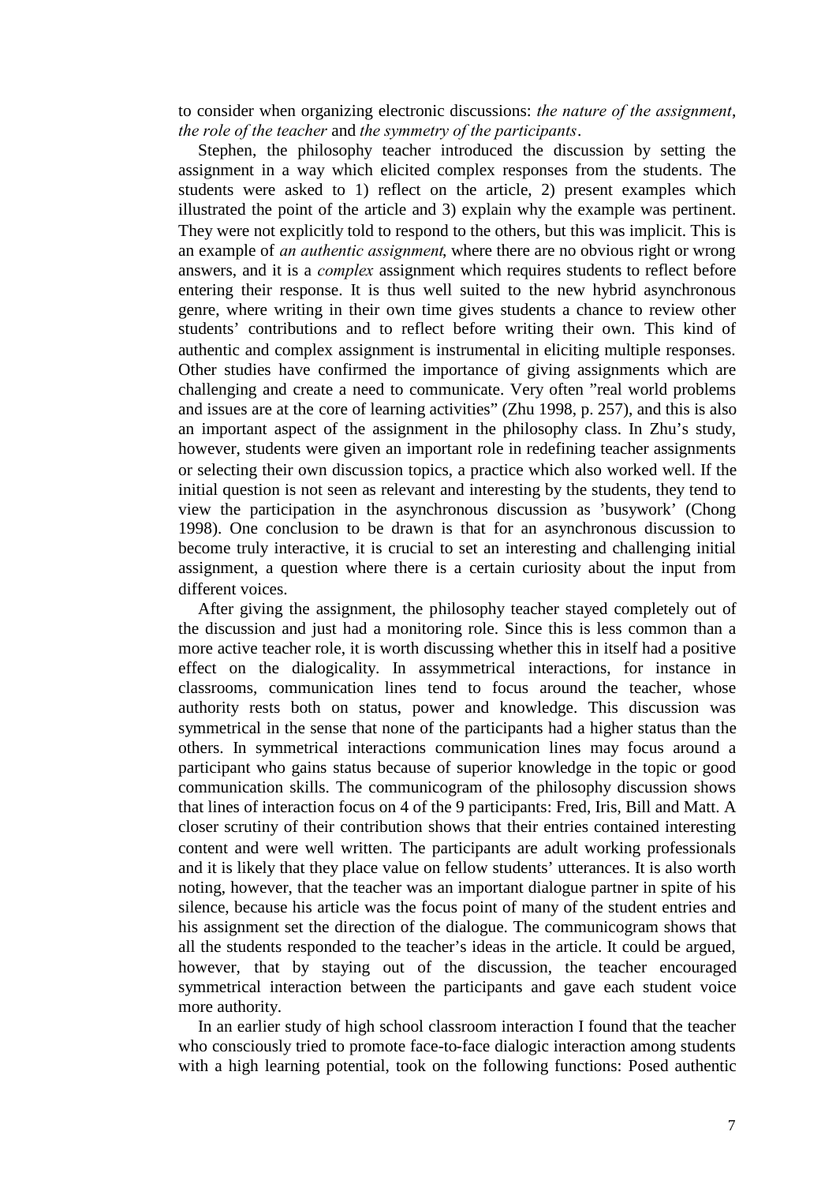to consider when organizing electronic discussions: *the nature of the assignment*, *the role of the teacher* and *the symmetry of the participants*.

Stephen, the philosophy teacher introduced the discussion by setting the assignment in a way which elicited complex responses from the students. The students were asked to 1) reflect on the article, 2) present examples which illustrated the point of the article and 3) explain why the example was pertinent. They were not explicitly told to respond to the others, but this was implicit. This is an example of *an authentic assignment*, where there are no obvious right or wrong answers, and it is a *complex* assignment which requires students to reflect before entering their response. It is thus well suited to the new hybrid asynchronous genre, where writing in their own time gives students a chance to review other students' contributions and to reflect before writing their own. This kind of authentic and complex assignment is instrumental in eliciting multiple responses. Other studies have confirmed the importance of giving assignments which are challenging and create a need to communicate. Very often "real world problems and issues are at the core of learning activities" (Zhu 1998, p. 257), and this is also an important aspect of the assignment in the philosophy class. In Zhu's study, however, students were given an important role in redefining teacher assignments or selecting their own discussion topics, a practice which also worked well. If the initial question is not seen as relevant and interesting by the students, they tend to view the participation in the asynchronous discussion as 'busywork' (Chong 1998). One conclusion to be drawn is that for an asynchronous discussion to become truly interactive, it is crucial to set an interesting and challenging initial assignment, a question where there is a certain curiosity about the input from different voices.

After giving the assignment, the philosophy teacher stayed completely out of the discussion and just had a monitoring role. Since this is less common than a more active teacher role, it is worth discussing whether this in itself had a positive effect on the dialogicality. In assymmetrical interactions, for instance in classrooms, communication lines tend to focus around the teacher, whose authority rests both on status, power and knowledge. This discussion was symmetrical in the sense that none of the participants had a higher status than the others. In symmetrical interactions communication lines may focus around a participant who gains status because of superior knowledge in the topic or good communication skills. The communicogram of the philosophy discussion shows that lines of interaction focus on 4 of the 9 participants: Fred, Iris, Bill and Matt. A closer scrutiny of their contribution shows that their entries contained interesting content and were well written. The participants are adult working professionals and it is likely that they place value on fellow students' utterances. It is also worth noting, however, that the teacher was an important dialogue partner in spite of his silence, because his article was the focus point of many of the student entries and his assignment set the direction of the dialogue. The communicogram shows that all the students responded to the teacher's ideas in the article. It could be argued, however, that by staying out of the discussion, the teacher encouraged symmetrical interaction between the participants and gave each student voice more authority.

In an earlier study of high school classroom interaction I found that the teacher who consciously tried to promote face-to-face dialogic interaction among students with a high learning potential, took on the following functions: Posed authentic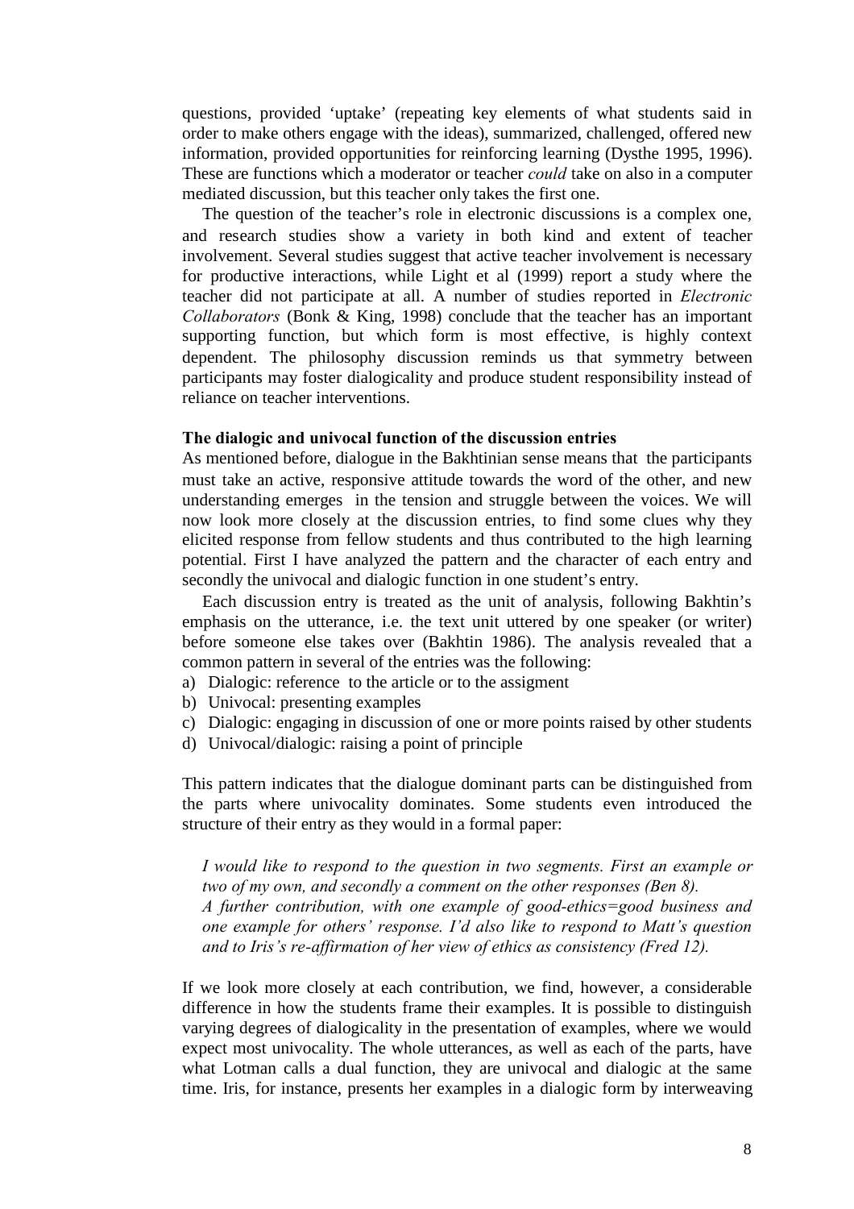questions, provided 'uptake' (repeating key elements of what students said in order to make others engage with the ideas), summarized, challenged, offered new information, provided opportunities for reinforcing learning (Dysthe 1995, 1996). These are functions which a moderator or teacher *could* take on also in a computer mediated discussion, but this teacher only takes the first one.

The question of the teacher's role in electronic discussions is a complex one, and research studies show a variety in both kind and extent of teacher involvement. Several studies suggest that active teacher involvement is necessary for productive interactions, while Light et al (1999) report a study where the teacher did not participate at all. A number of studies reported in *Electronic Collaborators* (Bonk & King, 1998) conclude that the teacher has an important supporting function, but which form is most effective, is highly context dependent. The philosophy discussion reminds us that symmetry between participants may foster dialogicality and produce student responsibility instead of reliance on teacher interventions.

**The dialogic and univocal function of the discussion entries**

As mentioned before, dialogue in the Bakhtinian sense means that the participants must take an active, responsive attitude towards the word of the other, and new understanding emerges in the tension and struggle between the voices. We will now look more closely at the discussion entries, to find some clues why they elicited response from fellow students and thus contributed to the high learning potential. First I have analyzed the pattern and the character of each entry and secondly the univocal and dialogic function in one student's entry.

Each discussion entry is treated as the unit of analysis, following Bakhtin's emphasis on the utterance, i.e. the text unit uttered by one speaker (or writer) before someone else takes over (Bakhtin 1986). The analysis revealed that a common pattern in several of the entries was the following:

a) Dialogic: reference to the article or to the assigment
b) Univocal: presenting examples
c) Dialogic: engaging in discussion of one or more points raised by other students
d) Univocal/dialogic: raising a point of principle

This pattern indicates that the dialogue dominant parts can be distinguished from the parts where univocality dominates. Some students even introduced the structure of their entry as they would in a formal paper:

> *I would like to respond to the question in two segments. First an example or two of my own, and secondly a comment on the other responses (Ben 8).*
> *A further contribution, with one example of good-ethics=good business and one example for others' response. I'd also like to respond to Matt's question and to Iris's re-affirmation of her view of ethics as consistency (Fred 12).*

If we look more closely at each contribution, we find, however, a considerable difference in how the students frame their examples. It is possible to distinguish varying degrees of dialogicality in the presentation of examples, where we would expect most univocality. The whole utterances, as well as each of the parts, have what Lotman calls a dual function, they are univocal and dialogic at the same time. Iris, for instance, presents her examples in a dialogic form by interweaving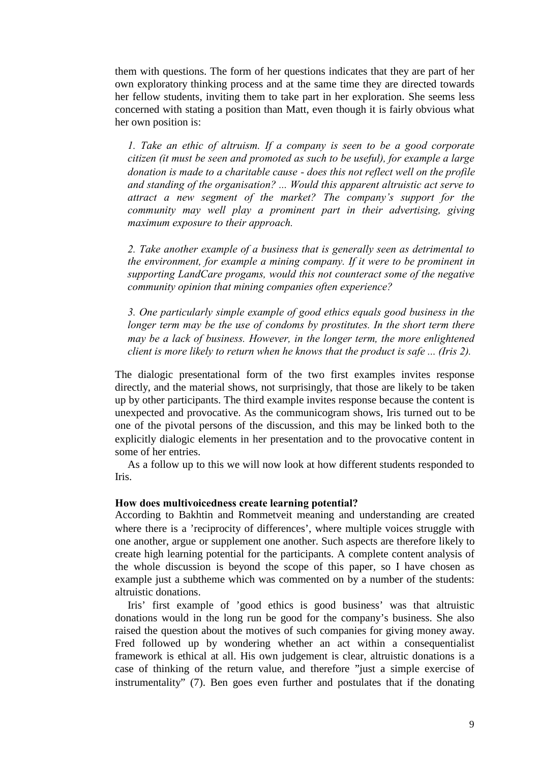them with questions. The form of her questions indicates that they are part of her own exploratory thinking process and at the same time they are directed towards her fellow students, inviting them to take part in her exploration. She seems less concerned with stating a position than Matt, even though it is fairly obvious what her own position is:

> *1. Take an ethic of altruism. If a company is seen to be a good corporate citizen (it must be seen and promoted as such to be useful), for example a large donation is made to a charitable cause - does this not reflect well on the profile and standing of the organisation? ... Would this apparent altruistic act serve to attract a new segment of the market? The company's support for the community may well play a prominent part in their advertising, giving maximum exposure to their approach.*
>
> *2. Take another example of a business that is generally seen as detrimental to the environment, for example a mining company. If it were to be prominent in supporting LandCare progams, would this not counteract some of the negative community opinion that mining companies often experience?*
>
> *3. One particularly simple example of good ethics equals good business in the longer term may be the use of condoms by prostitutes. In the short term there may be a lack of business. However, in the longer term, the more enlightened client is more likely to return when he knows that the product is safe ... (Iris 2).*

The dialogic presentational form of the two first examples invites response directly, and the material shows, not surprisingly, that those are likely to be taken up by other participants. The third example invites response because the content is unexpected and provocative. As the communicogram shows, Iris turned out to be one of the pivotal persons of the discussion, and this may be linked both to the explicitly dialogic elements in her presentation and to the provocative content in some of her entries.

As a follow up to this we will now look at how different students responded to Iris.

**How does multivoicedness create learning potential?**

According to Bakhtin and Rommetveit meaning and understanding are created where there is a 'reciprocity of differences', where multiple voices struggle with one another, argue or supplement one another. Such aspects are therefore likely to create high learning potential for the participants. A complete content analysis of the whole discussion is beyond the scope of this paper, so I have chosen as example just a subtheme which was commented on by a number of the students: altruistic donations.

Iris' first example of 'good ethics is good business' was that altruistic donations would in the long run be good for the company's business. She also raised the question about the motives of such companies for giving money away. Fred followed up by wondering whether an act within a consequentialist framework is ethical at all. His own judgement is clear, altruistic donations is a case of thinking of the return value, and therefore "just a simple exercise of instrumentality" (7). Ben goes even further and postulates that if the donating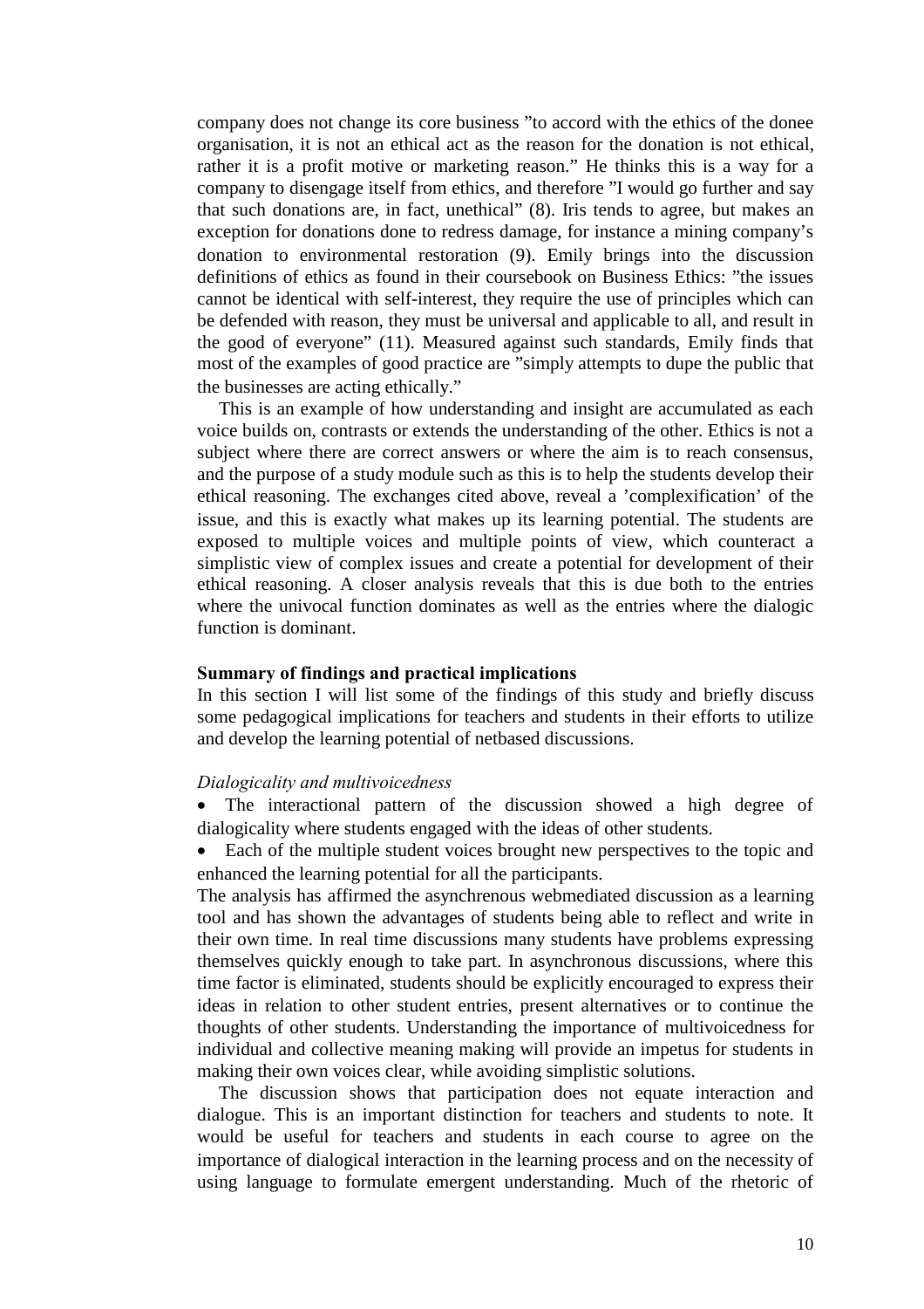company does not change its core business "to accord with the ethics of the donee organisation, it is not an ethical act as the reason for the donation is not ethical, rather it is a profit motive or marketing reason." He thinks this is a way for a company to disengage itself from ethics, and therefore "I would go further and say that such donations are, in fact, unethical" (8). Iris tends to agree, but makes an exception for donations done to redress damage, for instance a mining company's donation to environmental restoration (9). Emily brings into the discussion definitions of ethics as found in their coursebook on Business Ethics: "the issues cannot be identical with self-interest, they require the use of principles which can be defended with reason, they must be universal and applicable to all, and result in the good of everyone" (11). Measured against such standards, Emily finds that most of the examples of good practice are "simply attempts to dupe the public that the businesses are acting ethically."

This is an example of how understanding and insight are accumulated as each voice builds on, contrasts or extends the understanding of the other. Ethics is not a subject where there are correct answers or where the aim is to reach consensus, and the purpose of a study module such as this is to help the students develop their ethical reasoning. The exchanges cited above, reveal a 'complexification' of the issue, and this is exactly what makes up its learning potential. The students are exposed to multiple voices and multiple points of view, which counteract a simplistic view of complex issues and create a potential for development of their ethical reasoning. A closer analysis reveals that this is due both to the entries where the univocal function dominates as well as the entries where the dialogic function is dominant.

**Summary of findings and practical implications**

In this section I will list some of the findings of this study and briefly discuss some pedagogical implications for teachers and students in their efforts to utilize and develop the learning potential of netbased discussions.

*Dialogicality and multivoicedness*

- The interactional pattern of the discussion showed a high degree of dialogicality where students engaged with the ideas of other students.
- Each of the multiple student voices brought new perspectives to the topic and enhanced the learning potential for all the participants.

The analysis has affirmed the asynchrenous webmediated discussion as a learning tool and has shown the advantages of students being able to reflect and write in their own time. In real time discussions many students have problems expressing themselves quickly enough to take part. In asynchronous discussions, where this time factor is eliminated, students should be explicitly encouraged to express their ideas in relation to other student entries, present alternatives or to continue the thoughts of other students. Understanding the importance of multivoicedness for individual and collective meaning making will provide an impetus for students in making their own voices clear, while avoiding simplistic solutions.

The discussion shows that participation does not equate interaction and dialogue. This is an important distinction for teachers and students to note. It would be useful for teachers and students in each course to agree on the importance of dialogical interaction in the learning process and on the necessity of using language to formulate emergent understanding. Much of the rhetoric of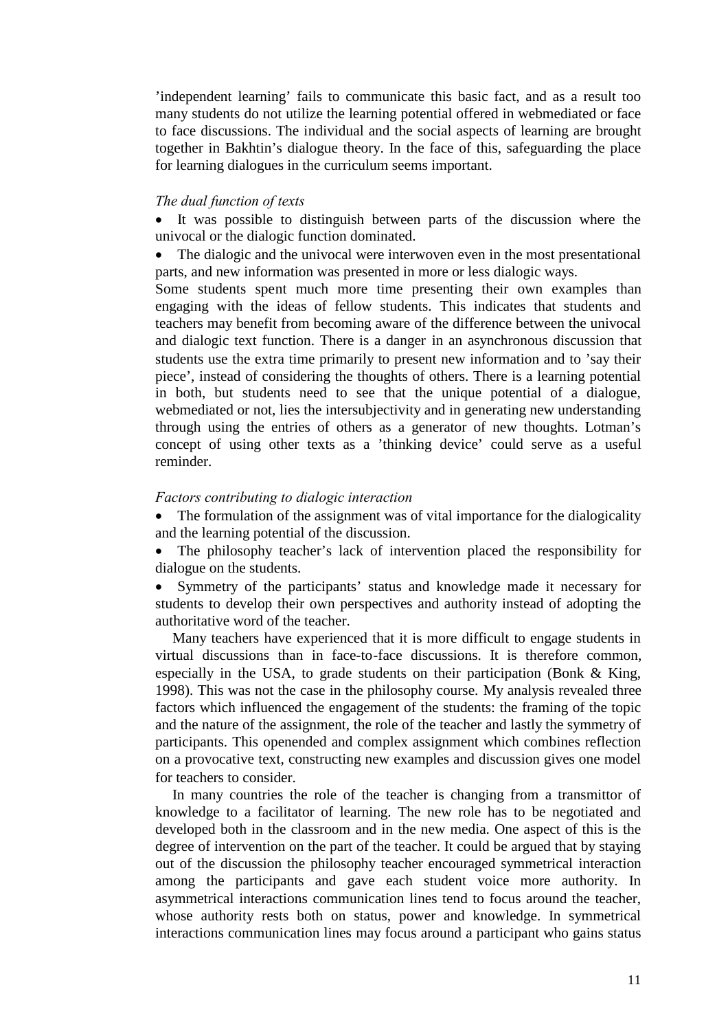'independent learning' fails to communicate this basic fact, and as a result too many students do not utilize the learning potential offered in webmediated or face to face discussions. The individual and the social aspects of learning are brought together in Bakhtin's dialogue theory. In the face of this, safeguarding the place for learning dialogues in the curriculum seems important.

*The dual function of texts*

- It was possible to distinguish between parts of the discussion where the univocal or the dialogic function dominated.
- The dialogic and the univocal were interwoven even in the most presentational parts, and new information was presented in more or less dialogic ways.

Some students spent much more time presenting their own examples than engaging with the ideas of fellow students. This indicates that students and teachers may benefit from becoming aware of the difference between the univocal and dialogic text function. There is a danger in an asynchronous discussion that students use the extra time primarily to present new information and to 'say their piece', instead of considering the thoughts of others. There is a learning potential in both, but students need to see that the unique potential of a dialogue, webmediated or not, lies the intersubjectivity and in generating new understanding through using the entries of others as a generator of new thoughts. Lotman's concept of using other texts as a 'thinking device' could serve as a useful reminder.

*Factors contributing to dialogic interaction*

- The formulation of the assignment was of vital importance for the dialogicality and the learning potential of the discussion.
- The philosophy teacher's lack of intervention placed the responsibility for dialogue on the students.
- Symmetry of the participants' status and knowledge made it necessary for students to develop their own perspectives and authority instead of adopting the authoritative word of the teacher.

Many teachers have experienced that it is more difficult to engage students in virtual discussions than in face-to-face discussions. It is therefore common, especially in the USA, to grade students on their participation (Bonk & King, 1998). This was not the case in the philosophy course. My analysis revealed three factors which influenced the engagement of the students: the framing of the topic and the nature of the assignment, the role of the teacher and lastly the symmetry of participants. This openended and complex assignment which combines reflection on a provocative text, constructing new examples and discussion gives one model for teachers to consider.

In many countries the role of the teacher is changing from a transmittor of knowledge to a facilitator of learning. The new role has to be negotiated and developed both in the classroom and in the new media. One aspect of this is the degree of intervention on the part of the teacher. It could be argued that by staying out of the discussion the philosophy teacher encouraged symmetrical interaction among the participants and gave each student voice more authority. In asymmetrical interactions communication lines tend to focus around the teacher, whose authority rests both on status, power and knowledge. In symmetrical interactions communication lines may focus around a participant who gains status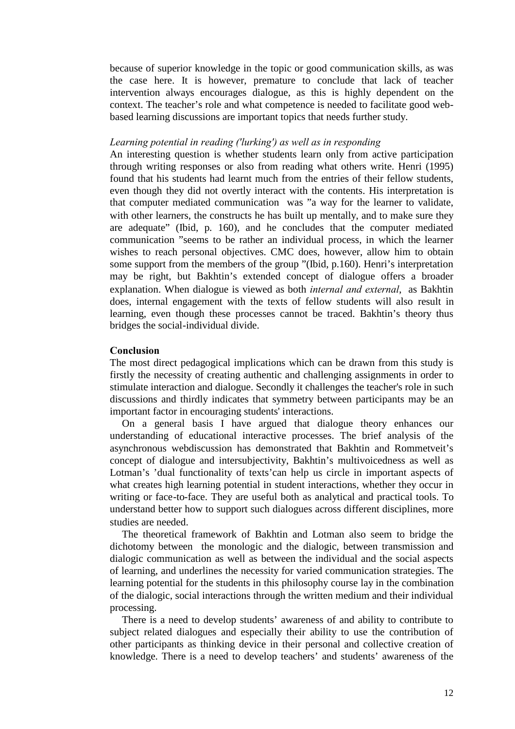because of superior knowledge in the topic or good communication skills, as was the case here. It is however, premature to conclude that lack of teacher intervention always encourages dialogue, as this is highly dependent on the context. The teacher's role and what competence is needed to facilitate good web-based learning discussions are important topics that needs further study.

*Learning potential in reading ('lurking') as well as in responding*

An interesting question is whether students learn only from active participation through writing responses or also from reading what others write. Henri (1995) found that his students had learnt much from the entries of their fellow students, even though they did not overtly interact with the contents. His interpretation is that computer mediated communication was ”a way for the learner to validate, with other learners, the constructs he has built up mentally, and to make sure they are adequate” (Ibid, p. 160), and he concludes that the computer mediated communication ”seems to be rather an individual process, in which the learner wishes to reach personal objectives. CMC does, however, allow him to obtain some support from the members of the group ”(Ibid, p.160). Henri's interpretation may be right, but Bakhtin's extended concept of dialogue offers a broader explanation. When dialogue is viewed as both *internal and external*, as Bakhtin does, internal engagement with the texts of fellow students will also result in learning, even though these processes cannot be traced. Bakhtin's theory thus bridges the social-individual divide.

**Conclusion**

The most direct pedagogical implications which can be drawn from this study is firstly the necessity of creating authentic and challenging assignments in order to stimulate interaction and dialogue. Secondly it challenges the teacher's role in such discussions and thirdly indicates that symmetry between participants may be an important factor in encouraging students' interactions.

On a general basis I have argued that dialogue theory enhances our understanding of educational interactive processes. The brief analysis of the asynchronous webdiscussion has demonstrated that Bakhtin and Rommetveit's concept of dialogue and intersubjectivity, Bakhtin's multivoicedness as well as Lotman's 'dual functionality of texts'can help us circle in important aspects of what creates high learning potential in student interactions, whether they occur in writing or face-to-face. They are useful both as analytical and practical tools. To understand better how to support such dialogues across different disciplines, more studies are needed.

The theoretical framework of Bakhtin and Lotman also seem to bridge the dichotomy between the monologic and the dialogic, between transmission and dialogic communication as well as between the individual and the social aspects of learning, and underlines the necessity for varied communication strategies. The learning potential for the students in this philosophy course lay in the combination of the dialogic, social interactions through the written medium and their individual processing.

There is a need to develop students' awareness of and ability to contribute to subject related dialogues and especially their ability to use the contribution of other participants as thinking device in their personal and collective creation of knowledge. There is a need to develop teachers' and students' awareness of the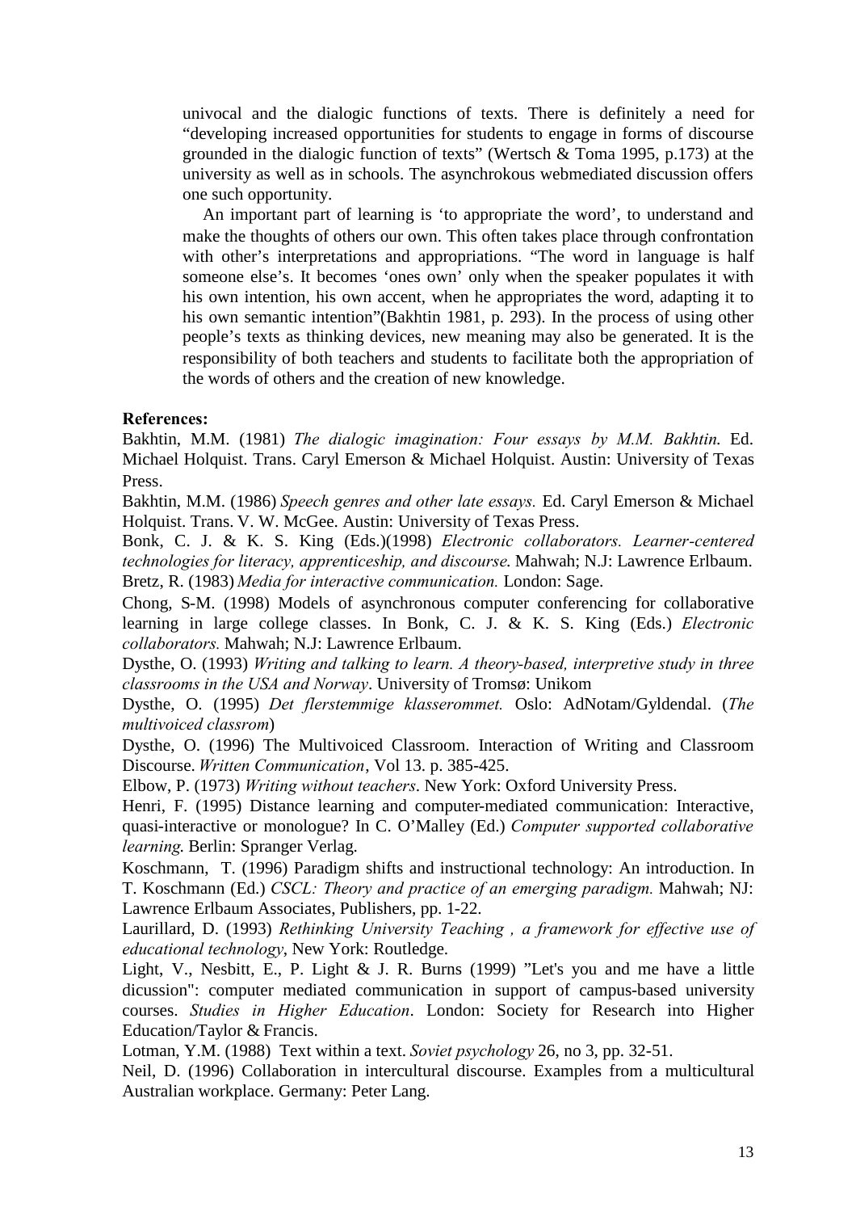univocal and the dialogic functions of texts. There is definitely a need for "developing increased opportunities for students to engage in forms of discourse grounded in the dialogic function of texts" (Wertsch & Toma 1995, p.173) at the university as well as in schools. The asynchrokous webmediated discussion offers one such opportunity.

An important part of learning is 'to appropriate the word', to understand and make the thoughts of others our own. This often takes place through confrontation with other's interpretations and appropriations. "The word in language is half someone else's. It becomes 'ones own' only when the speaker populates it with his own intention, his own accent, when he appropriates the word, adapting it to his own semantic intention"(Bakhtin 1981, p. 293). In the process of using other people's texts as thinking devices, new meaning may also be generated. It is the responsibility of both teachers and students to facilitate both the appropriation of the words of others and the creation of new knowledge.

**References:**

Bakhtin, M.M. (1981) *The dialogic imagination: Four essays by M.M. Bakhtin.* Ed. Michael Holquist. Trans. Caryl Emerson & Michael Holquist. Austin: University of Texas Press.

Bakhtin, M.M. (1986) *Speech genres and other late essays.* Ed. Caryl Emerson & Michael Holquist. Trans. V. W. McGee. Austin: University of Texas Press.

Bonk, C. J. & K. S. King (Eds.)(1998) *Electronic collaborators. Learner-centered technologies for literacy, apprenticeship, and discourse.* Mahwah; N.J: Lawrence Erlbaum.

Bretz, R. (1983) *Media for interactive communication.* London: Sage.

Chong, S-M. (1998) Models of asynchronous computer conferencing for collaborative learning in large college classes. In Bonk, C. J. & K. S. King (Eds.) *Electronic collaborators.* Mahwah; N.J: Lawrence Erlbaum.

Dysthe, O. (1993) *Writing and talking to learn. A theory-based, interpretive study in three classrooms in the USA and Norway*. University of Tromsø: Unikom

Dysthe, O. (1995) *Det flerstemmige klasserommet.* Oslo: AdNotam/Gyldendal. (*The multivoiced classrom*)

Dysthe, O. (1996) The Multivoiced Classroom. Interaction of Writing and Classroom Discourse. *Written Communication*, Vol 13. p. 385-425.

Elbow, P. (1973) *Writing without teachers*. New York: Oxford University Press.

Henri, F. (1995) Distance learning and computer-mediated communication: Interactive, quasi-interactive or monologue? In C. O'Malley (Ed.) *Computer supported collaborative learning.* Berlin: Spranger Verlag.

Koschmann, T. (1996) Paradigm shifts and instructional technology: An introduction. In T. Koschmann (Ed.) *CSCL: Theory and practice of an emerging paradigm.* Mahwah; NJ: Lawrence Erlbaum Associates, Publishers, pp. 1-22.

Laurillard, D. (1993) *Rethinking University Teaching , a framework for effective use of educational technology*, New York: Routledge.

Light, V., Nesbitt, E., P. Light & J. R. Burns (1999) "Let's you and me have a little dicussion": computer mediated communication in support of campus-based university courses. *Studies in Higher Education*. London: Society for Research into Higher Education/Taylor & Francis.

Lotman, Y.M. (1988) Text within a text. *Soviet psychology* 26, no 3, pp. 32-51.

Neil, D. (1996) Collaboration in intercultural discourse. Examples from a multicultural Australian workplace. Germany: Peter Lang.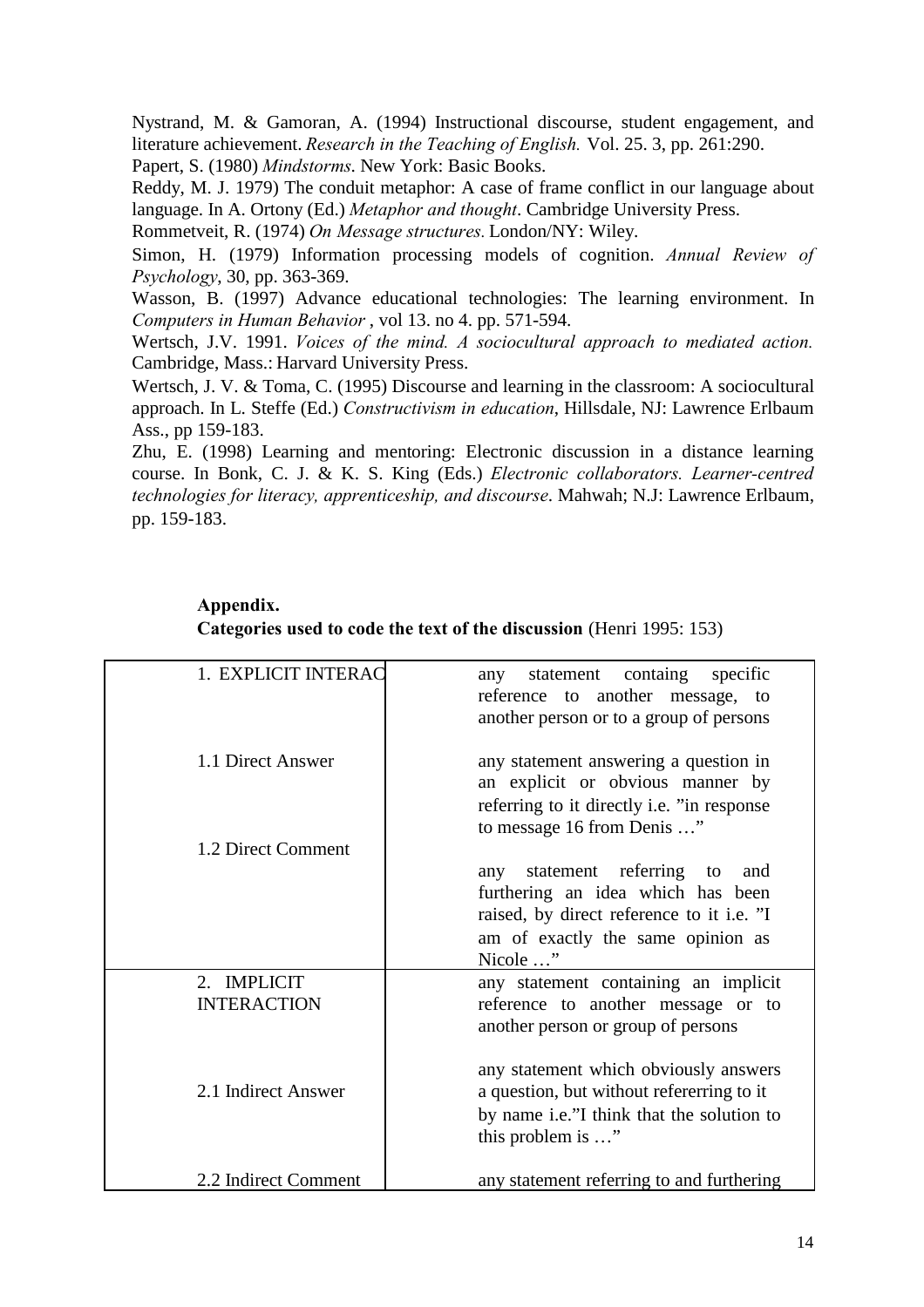Nystrand, M. & Gamoran, A. (1994) Instructional discourse, student engagement, and literature achievement. *Research in the Teaching of English.* Vol. 25. 3, pp. 261:290.

Papert, S. (1980) *Mindstorms*. New York: Basic Books.

Reddy, M. J. 1979) The conduit metaphor: A case of frame conflict in our language about language. In A. Ortony (Ed.) *Metaphor and thought*. Cambridge University Press.

Rommetveit, R. (1974) *On Message structures.* London/NY: Wiley.

Simon, H. (1979) Information processing models of cognition. *Annual Review of Psychology*, 30, pp. 363-369.

Wasson, B. (1997) Advance educational technologies: The learning environment. In *Computers in Human Behavior* , vol 13. no 4. pp. 571-594.

Wertsch, J.V. 1991. *Voices of the mind. A sociocultural approach to mediated action.* Cambridge, Mass.: Harvard University Press.

Wertsch, J. V. & Toma, C. (1995) Discourse and learning in the classroom: A sociocultural approach. In L. Steffe (Ed.) *Constructivism in education*, Hillsdale, NJ: Lawrence Erlbaum Ass., pp 159-183.

Zhu, E. (1998) Learning and mentoring: Electronic discussion in a distance learning course. In Bonk, C. J. & K. S. King (Eds.) *Electronic collaborators. Learner-centred technologies for literacy, apprenticeship, and discourse*. Mahwah; N.J: Lawrence Erlbaum, pp. 159-183.

## Appendix.

**Categories used to code the text of the discussion** (Henri 1995: 153)

| | |
|---|---|
| 1. EXPLICIT INTERAC | any statement containg specific reference to another message, to another person or to a group of persons |
| 1.1 Direct Answer | any statement answering a question in an explicit or obvious manner by referring to it directly i.e. "in response to message 16 from Denis …" |
| 1.2 Direct Comment | any statement referring to and furthering an idea which has been raised, by direct reference to it i.e. "I am of exactly the same opinion as Nicole …" |
| 2. IMPLICIT INTERACTION | any statement containing an implicit reference to another message or to another person or group of persons |
| 2.1 Indirect Answer | any statement which obviously answers a question, but without refererring to it by name i.e."I think that the solution to this problem is …" |
| 2.2 Indirect Comment | any statement referring to and furthering |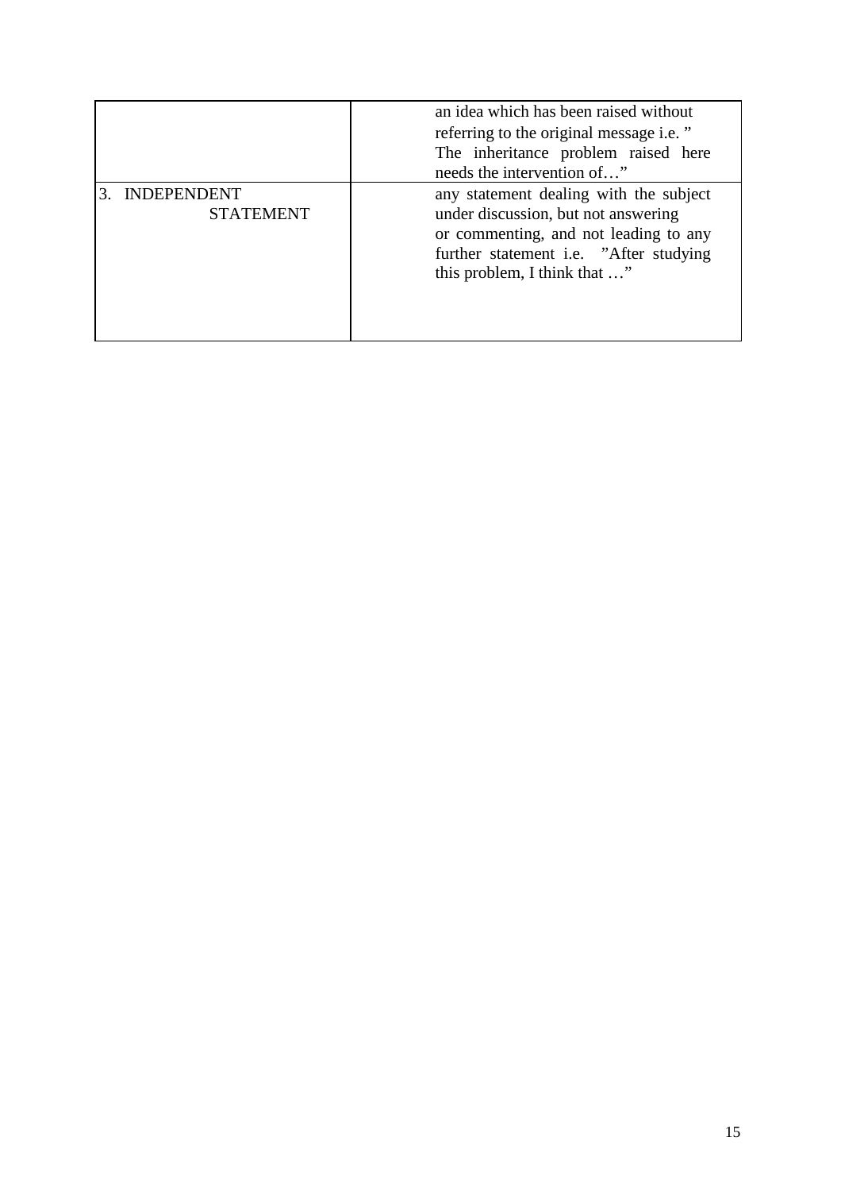| | |
|---|---|
| | an idea which has been raised without referring to the original message i.e. " The inheritance problem raised here needs the intervention of…" |
| 3. INDEPENDENT STATEMENT | any statement dealing with the subject under discussion, but not answering or commenting, and not leading to any further statement i.e. "After studying this problem, I think that …" |